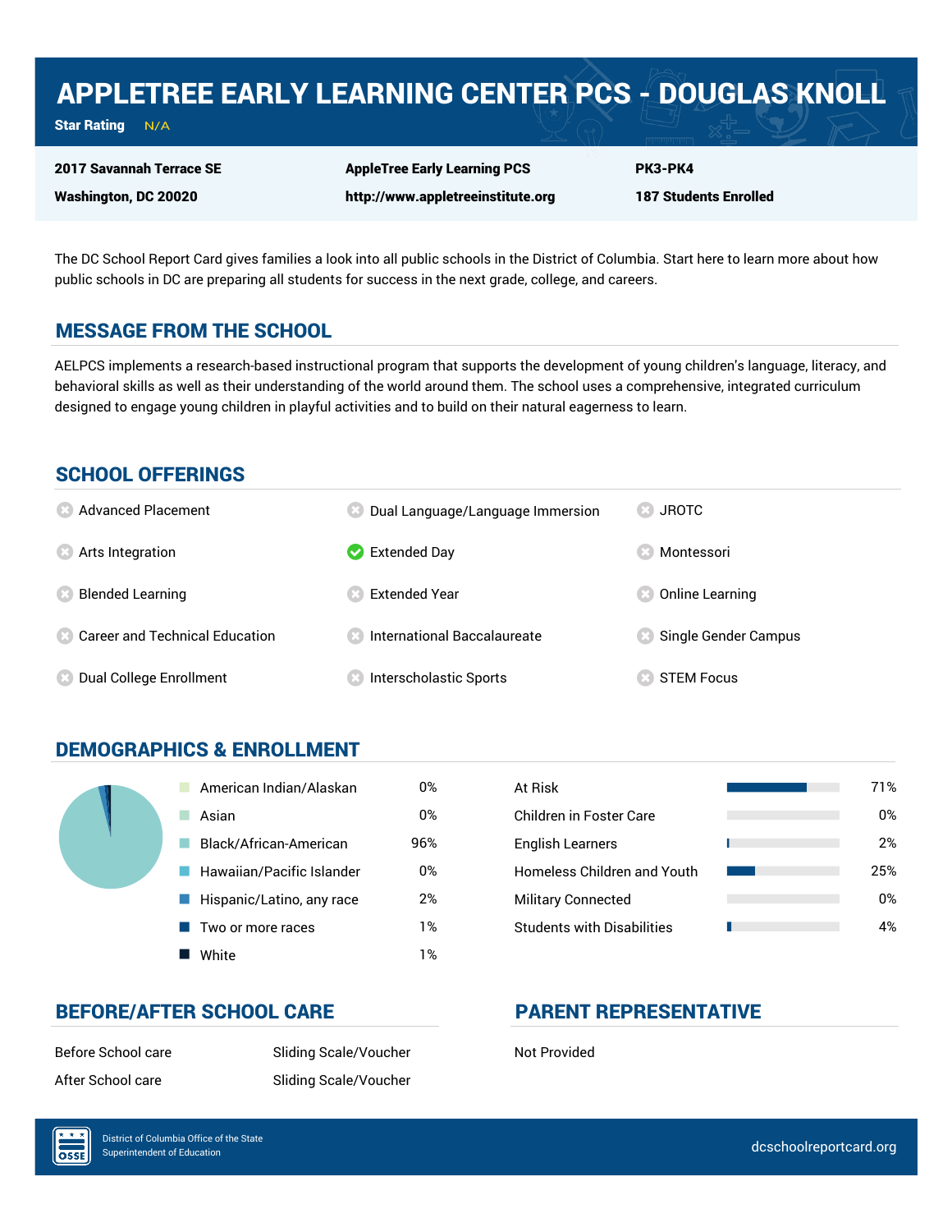# APPLETREE EARLY LEARNING CENTER PCS - DOUGLAS KNOLL

**Star Rating** N/A

| | | |
|---|---|---|
| **2017 Savannah Terrace SE** | **AppleTree Early Learning PCS** | **PK3-PK4** |
| **Washington, DC 20020** | **http://www.appletreeinstitute.org** | **187 Students Enrolled** |

The DC School Report Card gives families a look into all public schools in the District of Columbia. Start here to learn more about how public schools in DC are preparing all students for success in the next grade, college, and careers.

## MESSAGE FROM THE SCHOOL

AELPCS implements a research-based instructional program that supports the development of young children's language, literacy, and behavioral skills as well as their understanding of the world around them. The school uses a comprehensive, integrated curriculum designed to engage young children in playful activities and to build on their natural eagerness to learn.

## SCHOOL OFFERINGS

| Offering | Available |
|---|---|
| Advanced Placement | No |
| Arts Integration | No |
| Blended Learning | No |
| Career and Technical Education | No |
| Dual College Enrollment | No |
| Dual Language/Language Immersion | No |
| Extended Day | Yes |
| Extended Year | No |
| International Baccalaureate | No |
| Interscholastic Sports | No |
| JROTC | No |
| Montessori | No |
| Online Learning | No |
| Single Gender Campus | No |
| STEM Focus | No |

## DEMOGRAPHICS & ENROLLMENT

| Race/Ethnicity | Percent |
|---|---|
| American Indian/Alaskan | 0% |
| Asian | 0% |
| Black/African-American | 96% |
| Hawaiian/Pacific Islander | 0% |
| Hispanic/Latino, any race | 2% |
| Two or more races | 1% |
| White | 1% |

| Student Group | Percent |
|---|---|
| At Risk | 71% |
| Children in Foster Care | 0% |
| English Learners | 2% |
| Homeless Children and Youth | 25% |
| Military Connected | 0% |
| Students with Disabilities | 4% |

## BEFORE/AFTER SCHOOL CARE

| | |
|---|---|
| Before School care | Sliding Scale/Voucher |
| After School care | Sliding Scale/Voucher |

## PARENT REPRESENTATIVE

Not Provided

District of Columbia Office of the State Superintendent of Education

dcschoolreportcard.org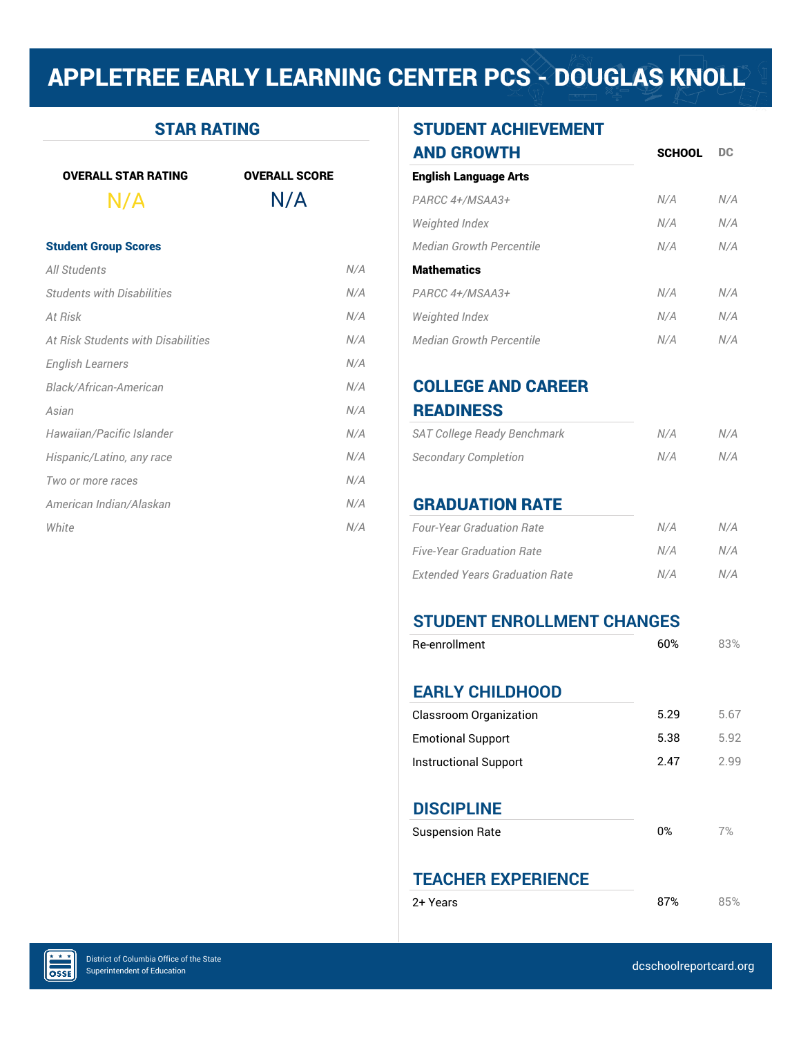# APPLETREE EARLY LEARNING CENTER PCS - DOUGLAS KNOLL

## STAR RATING

| OVERALL STAR RATING | OVERALL SCORE |
|---|---|
| N/A | N/A |

### Student Group Scores

| | |
|---|---|
| *All Students* | *N/A* |
| *Students with Disabilities* | *N/A* |
| *At Risk* | *N/A* |
| *At Risk Students with Disabilities* | *N/A* |
| *English Learners* | *N/A* |
| *Black/African-American* | *N/A* |
| *Asian* | *N/A* |
| *Hawaiian/Pacific Islander* | *N/A* |
| *Hispanic/Latino, any race* | *N/A* |
| *Two or more races* | *N/A* |
| *American Indian/Alaskan* | *N/A* |
| *White* | *N/A* |

## STUDENT ACHIEVEMENT AND GROWTH

| | SCHOOL | DC |
|---|---|---|
| **English Language Arts** | | |
| *PARCC 4+/MSAA3+* | *N/A* | *N/A* |
| *Weighted Index* | *N/A* | *N/A* |
| *Median Growth Percentile* | *N/A* | *N/A* |
| **Mathematics** | | |
| *PARCC 4+/MSAA3+* | *N/A* | *N/A* |
| *Weighted Index* | *N/A* | *N/A* |
| *Median Growth Percentile* | *N/A* | *N/A* |

## COLLEGE AND CAREER READINESS

| | | |
|---|---|---|
| *SAT College Ready Benchmark* | *N/A* | *N/A* |
| *Secondary Completion* | *N/A* | *N/A* |

## GRADUATION RATE

| | | |
|---|---|---|
| *Four-Year Graduation Rate* | *N/A* | *N/A* |
| *Five-Year Graduation Rate* | *N/A* | *N/A* |
| *Extended Years Graduation Rate* | *N/A* | *N/A* |

## STUDENT ENROLLMENT CHANGES

| | | |
|---|---|---|
| Re-enrollment | 60% | 83% |

## EARLY CHILDHOOD

| | | |
|---|---|---|
| Classroom Organization | 5.29 | 5.67 |
| Emotional Support | 5.38 | 5.92 |
| Instructional Support | 2.47 | 2.99 |

## DISCIPLINE

| | | |
|---|---|---|
| Suspension Rate | 0% | 7% |

## TEACHER EXPERIENCE

| | | |
|---|---|---|
| 2+ Years | 87% | 85% |

District of Columbia Office of the State Superintendent of Education

dcschoolreportcard.org